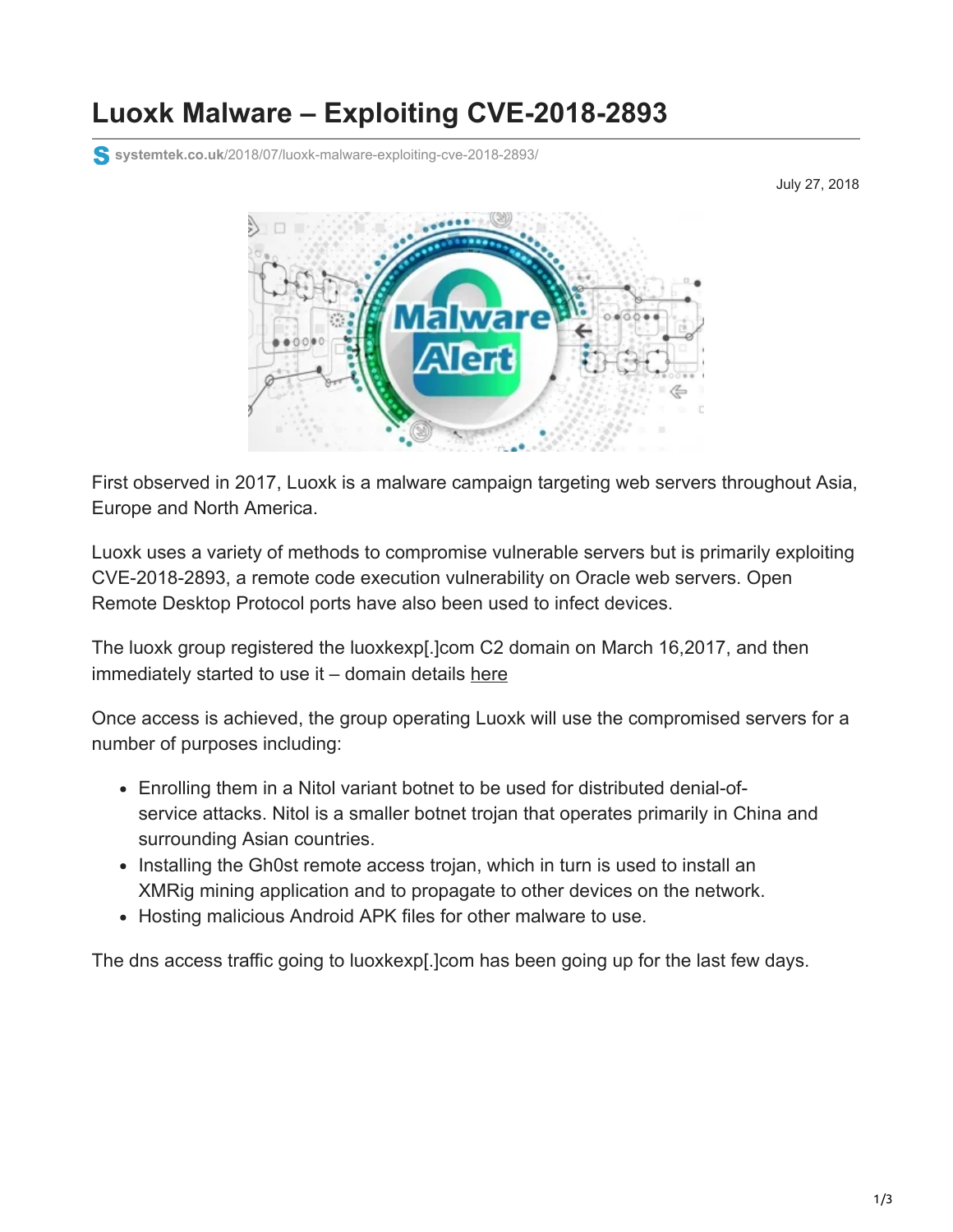# Luoxk Malware – Exploiting CVE-2018-2893

systemtek.co.uk/2018/07/luoxk-malware-exploiting-cve-2018-2893/

July 27, 2018

First observed in 2017, Luoxk is a malware campaign targeting web servers throughout Asia, Europe and North America.

Luoxk uses a variety of methods to compromise vulnerable servers but is primarily exploiting CVE-2018-2893, a remote code execution vulnerability on Oracle web servers. Open Remote Desktop Protocol ports have also been used to infect devices.

The luoxk group registered the luoxkexp[.]com C2 domain on March 16,2017, and then immediately started to use it – domain details here

Once access is achieved, the group operating Luoxk will use the compromised servers for a number of purposes including:

- Enrolling them in a Nitol variant botnet to be used for distributed denial-of-service attacks. Nitol is a smaller botnet trojan that operates primarily in China and surrounding Asian countries.
- Installing the Gh0st remote access trojan, which in turn is used to install an XMRig mining application and to propagate to other devices on the network.
- Hosting malicious Android APK files for other malware to use.

The dns access traffic going to luoxkexp[.]com has been going up for the last few days.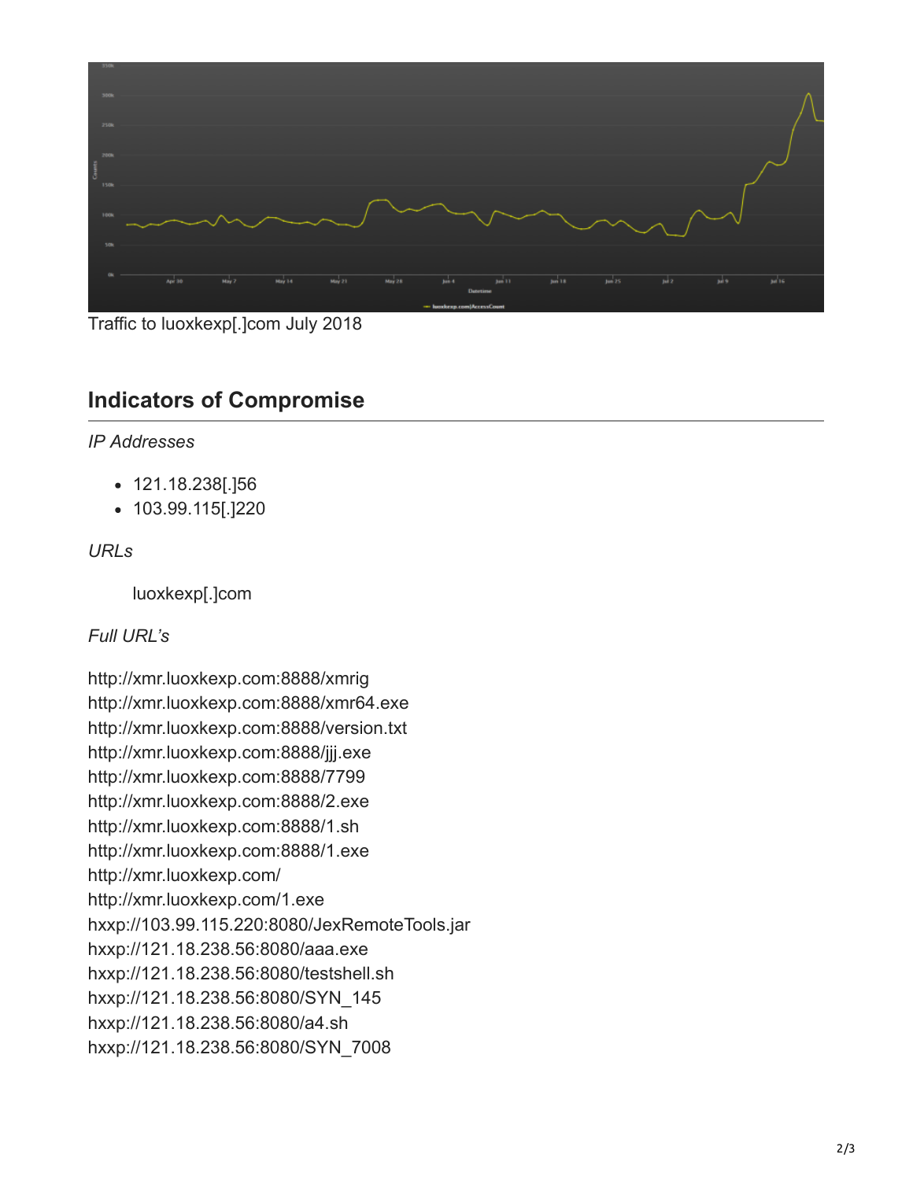Traffic to luoxkexp[.]com July 2018

## Indicators of Compromise

*IP Addresses*

- 121.18.238[.]56
- 103.99.115[.]220

*URLs*

luoxkexp[.]com

*Full URL's*

http://xmr.luoxkexp.com:8888/xmrig
http://xmr.luoxkexp.com:8888/xmr64.exe
http://xmr.luoxkexp.com:8888/version.txt
http://xmr.luoxkexp.com:8888/jjj.exe
http://xmr.luoxkexp.com:8888/7799
http://xmr.luoxkexp.com:8888/2.exe
http://xmr.luoxkexp.com:8888/1.sh
http://xmr.luoxkexp.com:8888/1.exe
http://xmr.luoxkexp.com/
http://xmr.luoxkexp.com/1.exe
hxxp://103.99.115.220:8080/JexRemoteTools.jar
hxxp://121.18.238.56:8080/aaa.exe
hxxp://121.18.238.56:8080/testshell.sh
hxxp://121.18.238.56:8080/SYN_145
hxxp://121.18.238.56:8080/a4.sh
hxxp://121.18.238.56:8080/SYN_7008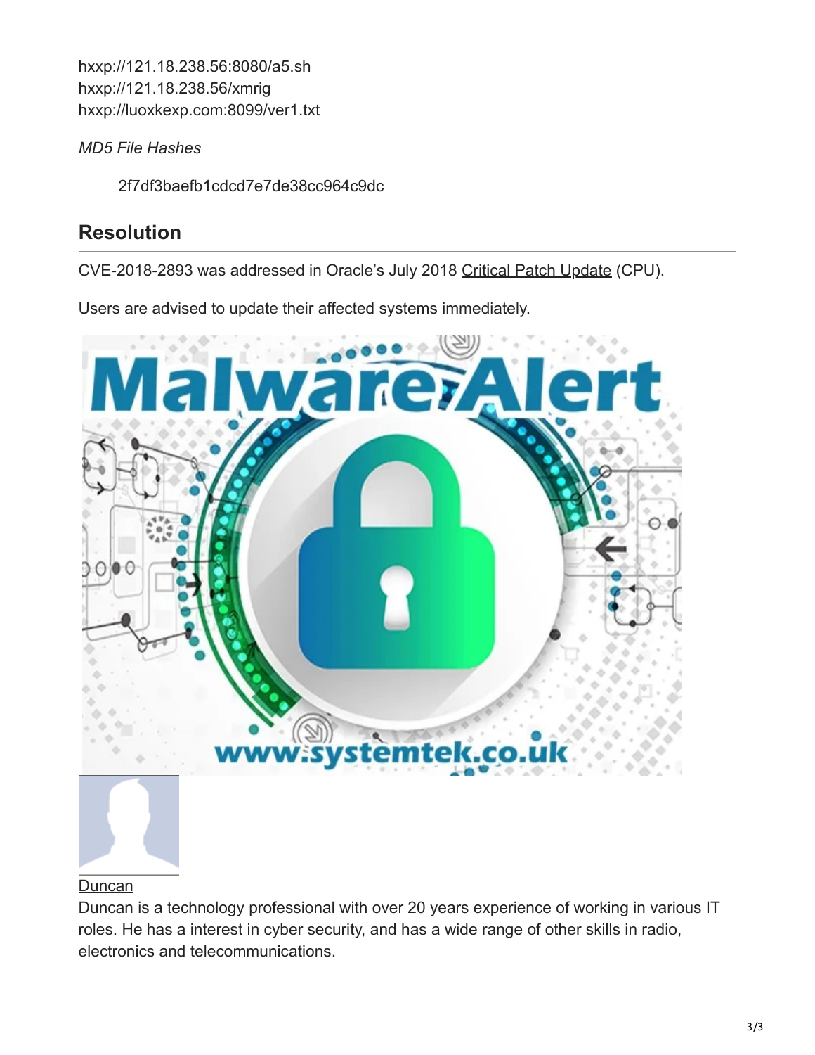hxxp://121.18.238.56:8080/a5.sh
hxxp://121.18.238.56/xmrig
hxxp://luoxkexp.com:8099/ver1.txt

*MD5 File Hashes*

2f7df3baefb1cdcd7e7de38cc964c9dc

## Resolution

CVE-2018-2893 was addressed in Oracle's July 2018 Critical Patch Update (CPU).

Users are advised to update their affected systems immediately.

Duncan

Duncan is a technology professional with over 20 years experience of working in various IT roles. He has a interest in cyber security, and has a wide range of other skills in radio, electronics and telecommunications.